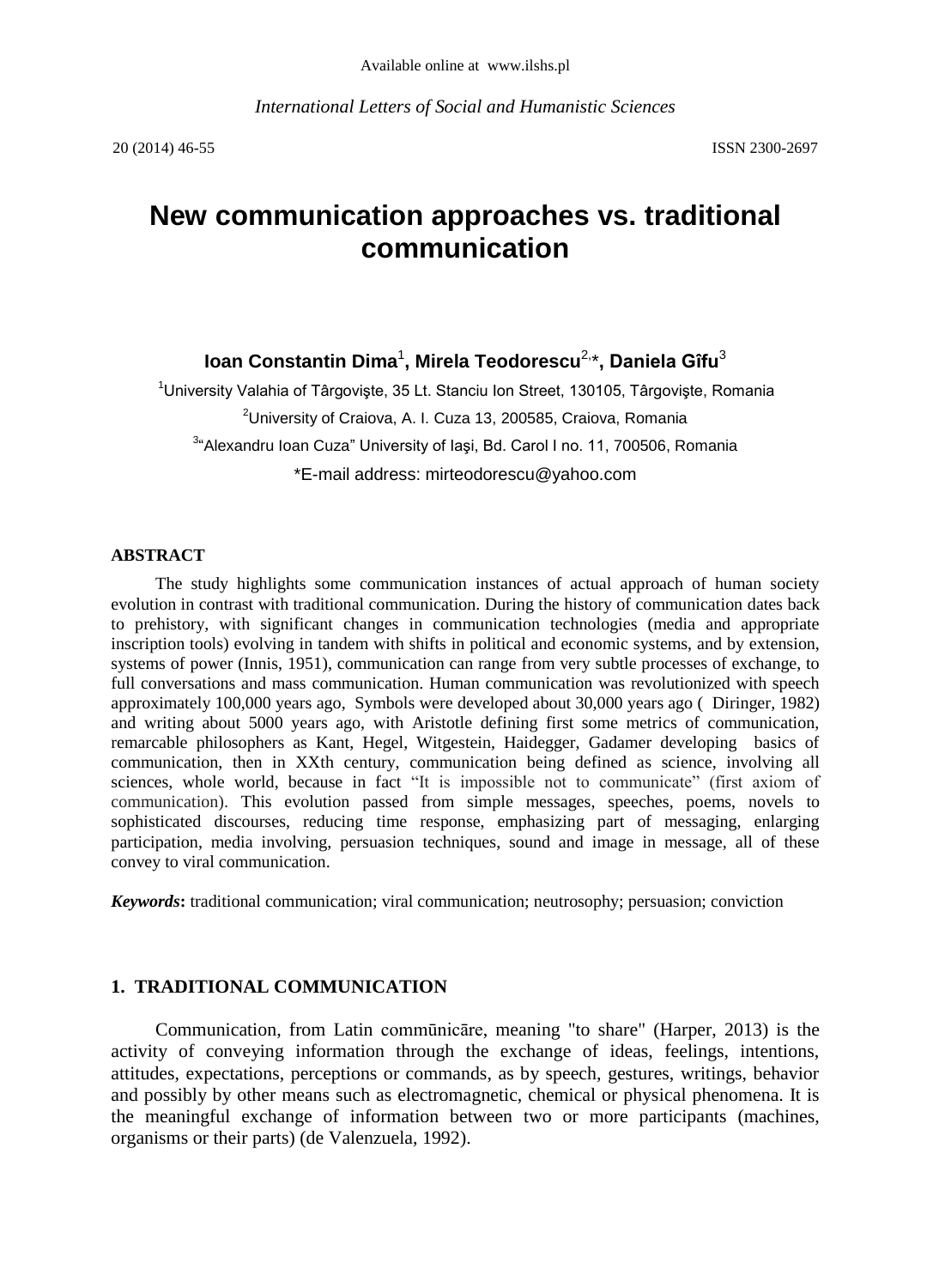Available online at www.ilshs.pl

*International Letters of Social and Humanistic Sciences*

20 (2014) 46-55 ISSN 2300-2697

# New communication approaches vs. traditional communication

**Ioan Constantin Dima**[1]**, Mirela Teodorescu**[2,*]**, Daniela Gîfu**[3]

[1]University Valahia of Târgovişte, 35 Lt. Stanciu Ion Street, 130105, Târgovişte, Romania

[2]University of Craiova, A. I. Cuza 13, 200585, Craiova, Romania

[3]"Alexandru Ioan Cuza" University of Iaşi, Bd. Carol I no. 11, 700506, Romania

*E-mail address: mirteodorescu@yahoo.com

## ABSTRACT

The study highlights some communication instances of actual approach of human society evolution in contrast with traditional communication. During the history of communication dates back to prehistory, with significant changes in communication technologies (media and appropriate inscription tools) evolving in tandem with shifts in political and economic systems, and by extension, systems of power (Innis, 1951), communication can range from very subtle processes of exchange, to full conversations and mass communication. Human communication was revolutionized with speech approximately 100,000 years ago, Symbols were developed about 30,000 years ago ( Diringer, 1982) and writing about 5000 years ago, with Aristotle defining first some metrics of communication, remarcable philosophers as Kant, Hegel, Witgestein, Haidegger, Gadamer developing basics of communication, then in XXth century, communication being defined as science, involving all sciences, whole world, because in fact "It is impossible not to communicate" (first axiom of communication). This evolution passed from simple messages, speeches, poems, novels to sophisticated discourses, reducing time response, emphasizing part of messaging, enlarging participation, media involving, persuasion techniques, sound and image in message, all of these convey to viral communication.

***Keywords*:** traditional communication; viral communication; neutrosophy; persuasion; conviction

## 1. TRADITIONAL COMMUNICATION

Communication, from Latin commūnicāre, meaning "to share" (Harper, 2013) is the activity of conveying information through the exchange of ideas, feelings, intentions, attitudes, expectations, perceptions or commands, as by speech, gestures, writings, behavior and possibly by other means such as electromagnetic, chemical or physical phenomena. It is the meaningful exchange of information between two or more participants (machines, organisms or their parts) (de Valenzuela, 1992).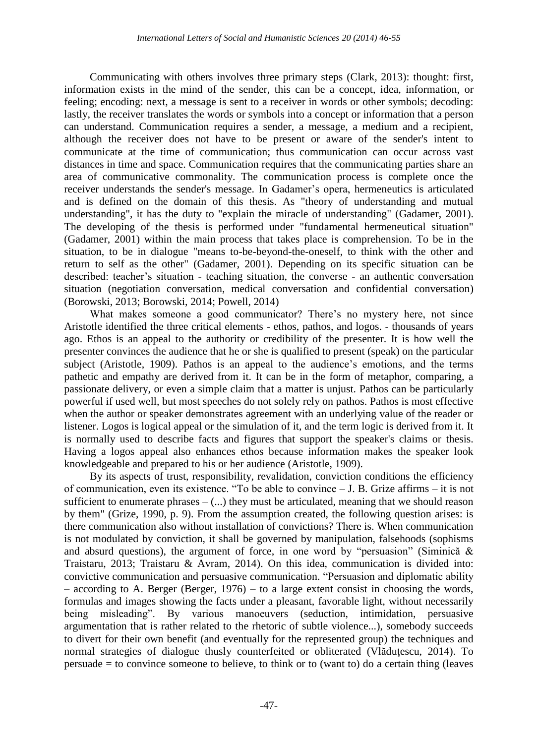Communicating with others involves three primary steps (Clark, 2013): thought: first, information exists in the mind of the sender, this can be a concept, idea, information, or feeling; encoding: next, a message is sent to a receiver in words or other symbols; decoding: lastly, the receiver translates the words or symbols into a concept or information that a person can understand. Communication requires a sender, a message, a medium and a recipient, although the receiver does not have to be present or aware of the sender's intent to communicate at the time of communication; thus communication can occur across vast distances in time and space. Communication requires that the communicating parties share an area of communicative commonality. The communication process is complete once the receiver understands the sender's message. In Gadamer's opera, hermeneutics is articulated and is defined on the domain of this thesis. As "theory of understanding and mutual understanding", it has the duty to "explain the miracle of understanding" (Gadamer, 2001). The developing of the thesis is performed under "fundamental hermeneutical situation" (Gadamer, 2001) within the main process that takes place is comprehension. To be in the situation, to be in dialogue "means to-be-beyond-the-oneself, to think with the other and return to self as the other" (Gadamer, 2001). Depending on its specific situation can be described: teacher's situation - teaching situation, the converse - an authentic conversation situation (negotiation conversation, medical conversation and confidential conversation) (Borowski, 2013; Borowski, 2014; Powell, 2014)

What makes someone a good communicator? There's no mystery here, not since Aristotle identified the three critical elements - ethos, pathos, and logos. - thousands of years ago. Ethos is an appeal to the authority or credibility of the presenter. It is how well the presenter convinces the audience that he or she is qualified to present (speak) on the particular subject (Aristotle, 1909). Pathos is an appeal to the audience's emotions, and the terms pathetic and empathy are derived from it. It can be in the form of metaphor, comparing, a passionate delivery, or even a simple claim that a matter is unjust. Pathos can be particularly powerful if used well, but most speeches do not solely rely on pathos. Pathos is most effective when the author or speaker demonstrates agreement with an underlying value of the reader or listener. Logos is logical appeal or the simulation of it, and the term logic is derived from it. It is normally used to describe facts and figures that support the speaker's claims or thesis. Having a logos appeal also enhances ethos because information makes the speaker look knowledgeable and prepared to his or her audience (Aristotle, 1909).

By its aspects of trust, responsibility, revalidation, conviction conditions the efficiency of communication, even its existence. "To be able to convince – J. B. Grize affirms – it is not sufficient to enumerate phrases – (...) they must be articulated, meaning that we should reason by them" (Grize, 1990, p. 9). From the assumption created, the following question arises: is there communication also without installation of convictions? There is. When communication is not modulated by conviction, it shall be governed by manipulation, falsehoods (sophisms and absurd questions), the argument of force, in one word by "persuasion" (Siminică & Traistaru, 2013; Traistaru & Avram, 2014). On this idea, communication is divided into: convictive communication and persuasive communication. "Persuasion and diplomatic ability – according to A. Berger (Berger, 1976) – to a large extent consist in choosing the words, formulas and images showing the facts under a pleasant, favorable light, without necessarily being misleading". By various manoeuvers (seduction, intimidation, persuasive argumentation that is rather related to the rhetoric of subtle violence...), somebody succeeds to divert for their own benefit (and eventually for the represented group) the techniques and normal strategies of dialogue thusly counterfeited or obliterated (Vlăduțescu, 2014). To persuade = to convince someone to believe, to think or to (want to) do a certain thing (leaves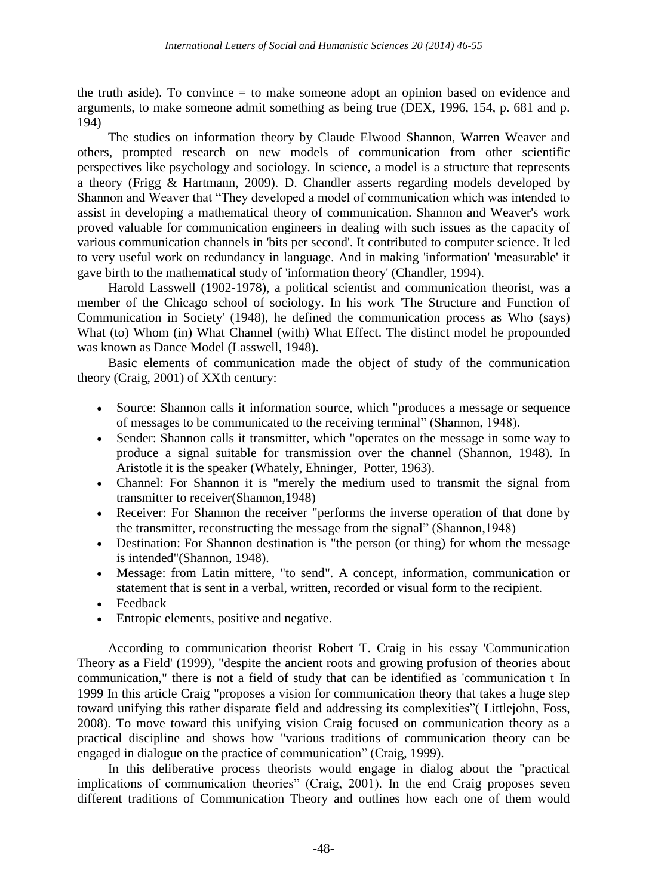the truth aside). To convince = to make someone adopt an opinion based on evidence and arguments, to make someone admit something as being true (DEX, 1996, 154, p. 681 and p. 194)

The studies on information theory by Claude Elwood Shannon, Warren Weaver and others, prompted research on new models of communication from other scientific perspectives like psychology and sociology. In science, a model is a structure that represents a theory (Frigg & Hartmann, 2009). D. Chandler asserts regarding models developed by Shannon and Weaver that "They developed a model of communication which was intended to assist in developing a mathematical theory of communication. Shannon and Weaver's work proved valuable for communication engineers in dealing with such issues as the capacity of various communication channels in 'bits per second'. It contributed to computer science. It led to very useful work on redundancy in language. And in making 'information' 'measurable' it gave birth to the mathematical study of 'information theory' (Chandler, 1994).

Harold Lasswell (1902-1978), a political scientist and communication theorist, was a member of the Chicago school of sociology. In his work 'The Structure and Function of Communication in Society' (1948), he defined the communication process as Who (says) What (to) Whom (in) What Channel (with) What Effect. The distinct model he propounded was known as Dance Model (Lasswell, 1948).

Basic elements of communication made the object of study of the communication theory (Craig, 2001) of XXth century:

- Source: Shannon calls it information source, which "produces a message or sequence of messages to be communicated to the receiving terminal" (Shannon, 1948).
- Sender: Shannon calls it transmitter, which "operates on the message in some way to produce a signal suitable for transmission over the channel (Shannon, 1948). In Aristotle it is the speaker (Whately, Ehninger, Potter, 1963).
- Channel: For Shannon it is "merely the medium used to transmit the signal from transmitter to receiver(Shannon,1948)
- Receiver: For Shannon the receiver "performs the inverse operation of that done by the transmitter, reconstructing the message from the signal" (Shannon,1948)
- Destination: For Shannon destination is "the person (or thing) for whom the message is intended"(Shannon, 1948).
- Message: from Latin mittere, "to send". A concept, information, communication or statement that is sent in a verbal, written, recorded or visual form to the recipient.
- Feedback
- Entropic elements, positive and negative.

According to communication theorist Robert T. Craig in his essay 'Communication Theory as a Field' (1999), "despite the ancient roots and growing profusion of theories about communication," there is not a field of study that can be identified as 'communication t In 1999 In this article Craig "proposes a vision for communication theory that takes a huge step toward unifying this rather disparate field and addressing its complexities"( Littlejohn, Foss, 2008). To move toward this unifying vision Craig focused on communication theory as a practical discipline and shows how "various traditions of communication theory can be engaged in dialogue on the practice of communication" (Craig, 1999).

In this deliberative process theorists would engage in dialog about the "practical implications of communication theories" (Craig, 2001). In the end Craig proposes seven different traditions of Communication Theory and outlines how each one of them would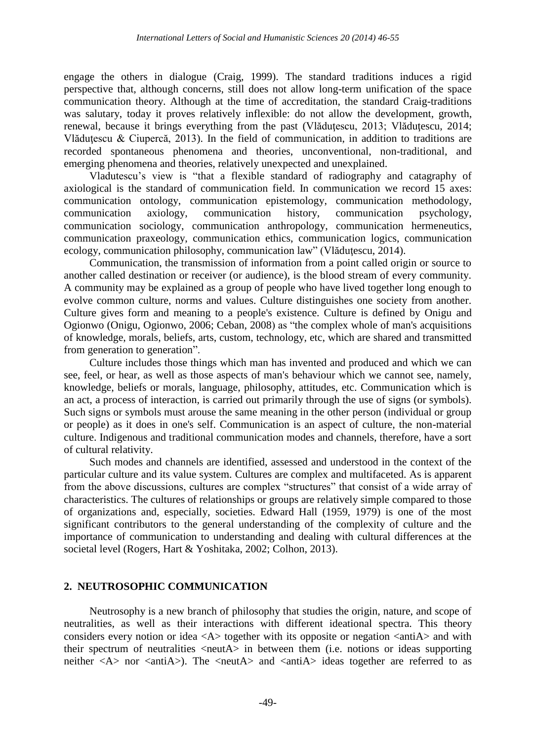engage the others in dialogue (Craig, 1999). The standard traditions induces a rigid perspective that, although concerns, still does not allow long-term unification of the space communication theory. Although at the time of accreditation, the standard Craig-traditions was salutary, today it proves relatively inflexible: do not allow the development, growth, renewal, because it brings everything from the past (Vlăduţescu, 2013; Vlăduţescu, 2014; Vlăduţescu & Ciupercă, 2013). In the field of communication, in addition to traditions are recorded spontaneous phenomena and theories, unconventional, non-traditional, and emerging phenomena and theories, relatively unexpected and unexplained.

Vladutescu's view is "that a flexible standard of radiography and catagraphy of axiological is the standard of communication field. In communication we record 15 axes: communication ontology, communication epistemology, communication methodology, communication axiology, communication history, communication psychology, communication sociology, communication anthropology, communication hermeneutics, communication praxeology, communication ethics, communication logics, communication ecology, communication philosophy, communication law" (Vlăduţescu, 2014).

Communication, the transmission of information from a point called origin or source to another called destination or receiver (or audience), is the blood stream of every community. A community may be explained as a group of people who have lived together long enough to evolve common culture, norms and values. Culture distinguishes one society from another. Culture gives form and meaning to a people's existence. Culture is defined by Onigu and Ogionwo (Onigu, Ogionwo, 2006; Ceban, 2008) as "the complex whole of man's acquisitions of knowledge, morals, beliefs, arts, custom, technology, etc, which are shared and transmitted from generation to generation".

Culture includes those things which man has invented and produced and which we can see, feel, or hear, as well as those aspects of man's behaviour which we cannot see, namely, knowledge, beliefs or morals, language, philosophy, attitudes, etc. Communication which is an act, a process of interaction, is carried out primarily through the use of signs (or symbols). Such signs or symbols must arouse the same meaning in the other person (individual or group or people) as it does in one's self. Communication is an aspect of culture, the non-material culture. Indigenous and traditional communication modes and channels, therefore, have a sort of cultural relativity.

Such modes and channels are identified, assessed and understood in the context of the particular culture and its value system. Cultures are complex and multifaceted. As is apparent from the above discussions, cultures are complex "structures" that consist of a wide array of characteristics. The cultures of relationships or groups are relatively simple compared to those of organizations and, especially, societies. Edward Hall (1959, 1979) is one of the most significant contributors to the general understanding of the complexity of culture and the importance of communication to understanding and dealing with cultural differences at the societal level (Rogers, Hart & Yoshitaka, 2002; Colhon, 2013).

## 2. NEUTROSOPHIC COMMUNICATION

Neutrosophy is a new branch of philosophy that studies the origin, nature, and scope of neutralities, as well as their interactions with different ideational spectra. This theory considers every notion or idea <A> together with its opposite or negation <antiA> and with their spectrum of neutralities <neutA> in between them (i.e. notions or ideas supporting neither <A> nor <antiA>). The <neutA> and <antiA> ideas together are referred to as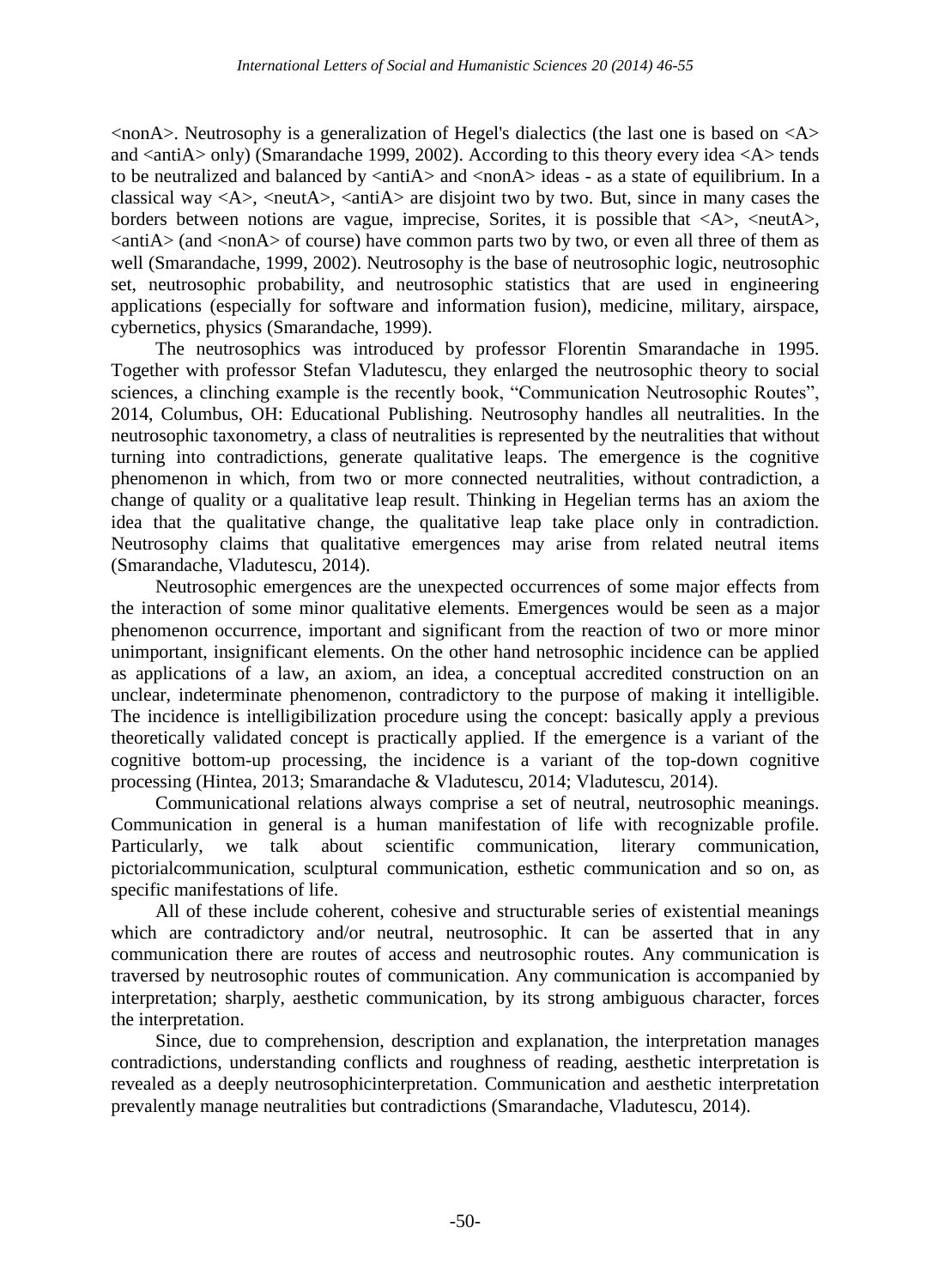<nonA>. Neutrosophy is a generalization of Hegel's dialectics (the last one is based on <A> and <antiA> only) (Smarandache 1999, 2002). According to this theory every idea <A> tends to be neutralized and balanced by <antiA> and <nonA> ideas - as a state of equilibrium. In a classical way <A>, <neutA>, <antiA> are disjoint two by two. But, since in many cases the borders between notions are vague, imprecise, Sorites, it is possible that <A>, <neutA>, <antiA> (and <nonA> of course) have common parts two by two, or even all three of them as well (Smarandache, 1999, 2002). Neutrosophy is the base of neutrosophic logic, neutrosophic set, neutrosophic probability, and neutrosophic statistics that are used in engineering applications (especially for software and information fusion), medicine, military, airspace, cybernetics, physics (Smarandache, 1999).

The neutrosophics was introduced by professor Florentin Smarandache in 1995. Together with professor Stefan Vladutescu, they enlarged the neutrosophic theory to social sciences, a clinching example is the recently book, "Communication Neutrosophic Routes", 2014, Columbus, OH: Educational Publishing. Neutrosophy handles all neutralities. In the neutrosophic taxonometry, a class of neutralities is represented by the neutralities that without turning into contradictions, generate qualitative leaps. The emergence is the cognitive phenomenon in which, from two or more connected neutralities, without contradiction, a change of quality or a qualitative leap result. Thinking in Hegelian terms has an axiom the idea that the qualitative change, the qualitative leap take place only in contradiction. Neutrosophy claims that qualitative emergences may arise from related neutral items (Smarandache, Vladutescu, 2014).

Neutrosophic emergences are the unexpected occurrences of some major effects from the interaction of some minor qualitative elements. Emergences would be seen as a major phenomenon occurrence, important and significant from the reaction of two or more minor unimportant, insignificant elements. On the other hand netrosophic incidence can be applied as applications of a law, an axiom, an idea, a conceptual accredited construction on an unclear, indeterminate phenomenon, contradictory to the purpose of making it intelligible. The incidence is intelligibilization procedure using the concept: basically apply a previous theoretically validated concept is practically applied. If the emergence is a variant of the cognitive bottom-up processing, the incidence is a variant of the top-down cognitive processing (Hintea, 2013; Smarandache & Vladutescu, 2014; Vladutescu, 2014).

Communicational relations always comprise a set of neutral, neutrosophic meanings. Communication in general is a human manifestation of life with recognizable profile. Particularly, we talk about scientific communication, literary communication, pictorialcommunication, sculptural communication, esthetic communication and so on, as specific manifestations of life.

All of these include coherent, cohesive and structurable series of existential meanings which are contradictory and/or neutral, neutrosophic. It can be asserted that in any communication there are routes of access and neutrosophic routes. Any communication is traversed by neutrosophic routes of communication. Any communication is accompanied by interpretation; sharply, aesthetic communication, by its strong ambiguous character, forces the interpretation.

Since, due to comprehension, description and explanation, the interpretation manages contradictions, understanding conflicts and roughness of reading, aesthetic interpretation is revealed as a deeply neutrosophicinterpretation. Communication and aesthetic interpretation prevalently manage neutralities but contradictions (Smarandache, Vladutescu, 2014).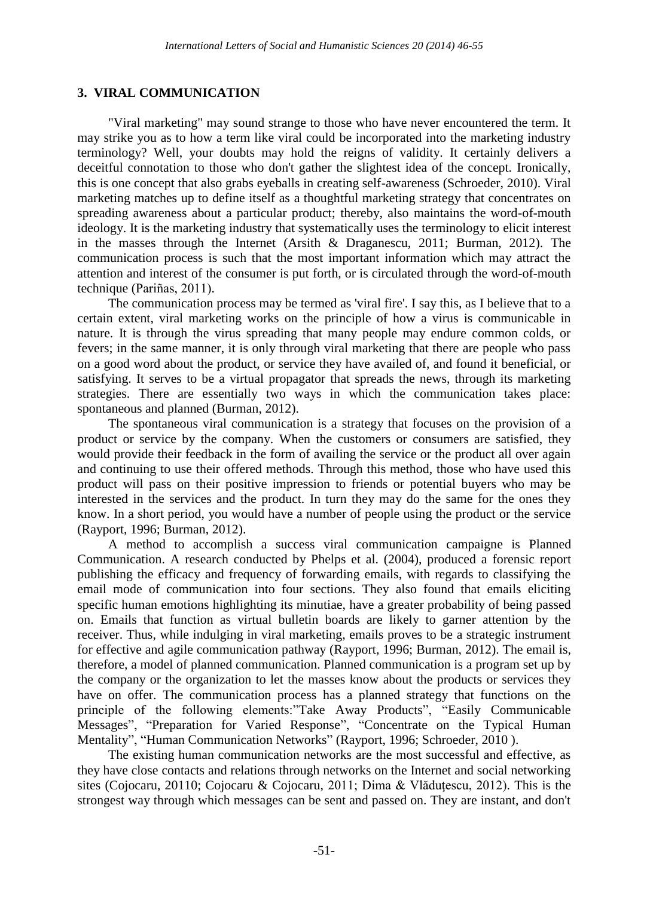## 3. VIRAL COMMUNICATION

"Viral marketing" may sound strange to those who have never encountered the term. It may strike you as to how a term like viral could be incorporated into the marketing industry terminology? Well, your doubts may hold the reigns of validity. It certainly delivers a deceitful connotation to those who don't gather the slightest idea of the concept. Ironically, this is one concept that also grabs eyeballs in creating self-awareness (Schroeder, 2010). Viral marketing matches up to define itself as a thoughtful marketing strategy that concentrates on spreading awareness about a particular product; thereby, also maintains the word-of-mouth ideology. It is the marketing industry that systematically uses the terminology to elicit interest in the masses through the Internet (Arsith & Draganescu, 2011; Burman, 2012). The communication process is such that the most important information which may attract the attention and interest of the consumer is put forth, or is circulated through the word-of-mouth technique (Pariñas, 2011).

The communication process may be termed as 'viral fire'. I say this, as I believe that to a certain extent, viral marketing works on the principle of how a virus is communicable in nature. It is through the virus spreading that many people may endure common colds, or fevers; in the same manner, it is only through viral marketing that there are people who pass on a good word about the product, or service they have availed of, and found it beneficial, or satisfying. It serves to be a virtual propagator that spreads the news, through its marketing strategies. There are essentially two ways in which the communication takes place: spontaneous and planned (Burman, 2012).

The spontaneous viral communication is a strategy that focuses on the provision of a product or service by the company. When the customers or consumers are satisfied, they would provide their feedback in the form of availing the service or the product all over again and continuing to use their offered methods. Through this method, those who have used this product will pass on their positive impression to friends or potential buyers who may be interested in the services and the product. In turn they may do the same for the ones they know. In a short period, you would have a number of people using the product or the service (Rayport, 1996; Burman, 2012).

A method to accomplish a success viral communication campaigne is Planned Communication. A research conducted by Phelps et al. (2004), produced a forensic report publishing the efficacy and frequency of forwarding emails, with regards to classifying the email mode of communication into four sections. They also found that emails eliciting specific human emotions highlighting its minutiae, have a greater probability of being passed on. Emails that function as virtual bulletin boards are likely to garner attention by the receiver. Thus, while indulging in viral marketing, emails proves to be a strategic instrument for effective and agile communication pathway (Rayport, 1996; Burman, 2012). The email is, therefore, a model of planned communication. Planned communication is a program set up by the company or the organization to let the masses know about the products or services they have on offer. The communication process has a planned strategy that functions on the principle of the following elements:"Take Away Products", "Easily Communicable Messages", "Preparation for Varied Response", "Concentrate on the Typical Human Mentality", "Human Communication Networks" (Rayport, 1996; Schroeder, 2010 ).

The existing human communication networks are the most successful and effective, as they have close contacts and relations through networks on the Internet and social networking sites (Cojocaru, 20110; Cojocaru & Cojocaru, 2011; Dima & Vlăduţescu, 2012). This is the strongest way through which messages can be sent and passed on. They are instant, and don't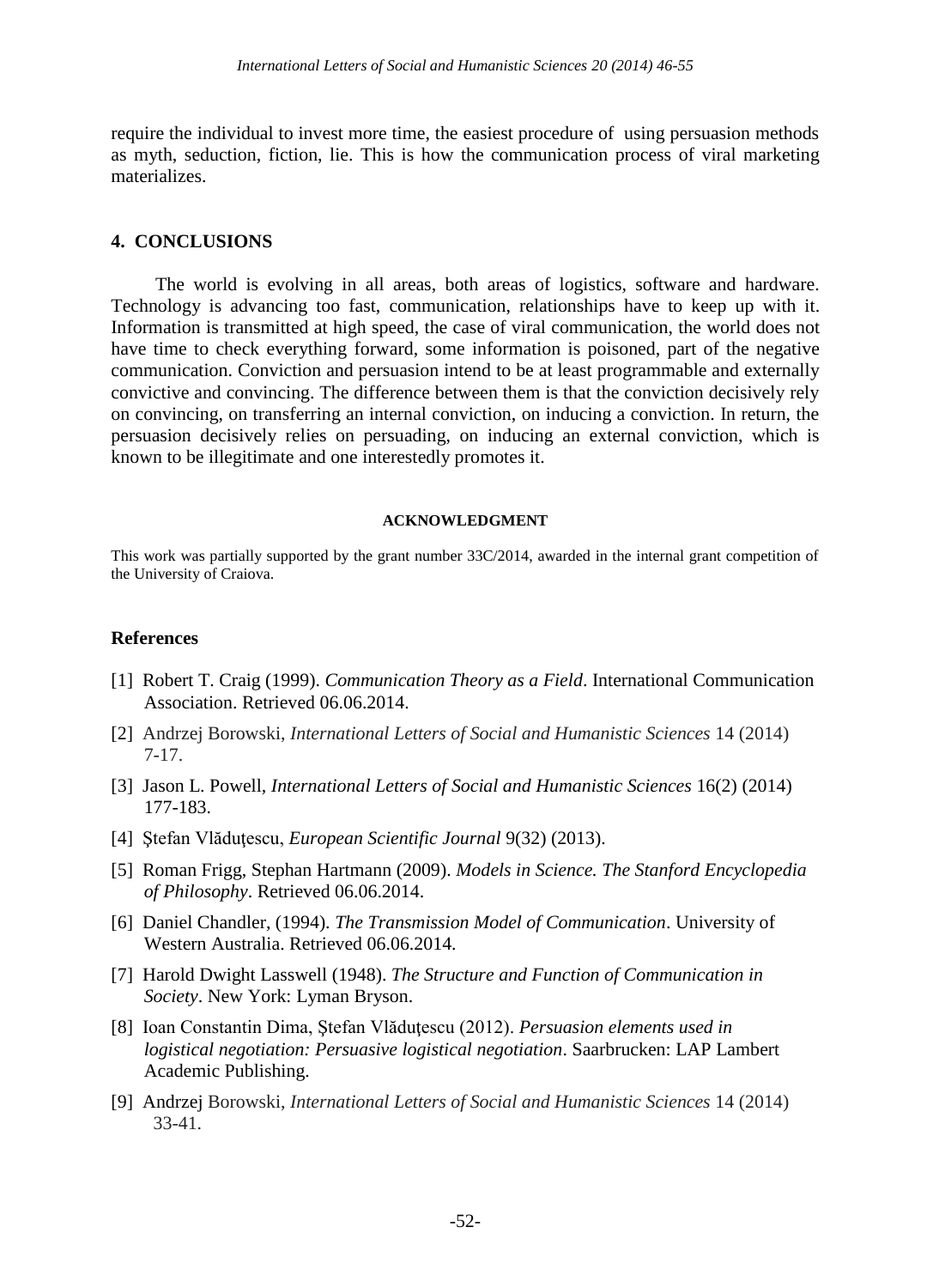require the individual to invest more time, the easiest procedure of using persuasion methods as myth, seduction, fiction, lie. This is how the communication process of viral marketing materializes.

## 4. CONCLUSIONS

The world is evolving in all areas, both areas of logistics, software and hardware. Technology is advancing too fast, communication, relationships have to keep up with it. Information is transmitted at high speed, the case of viral communication, the world does not have time to check everything forward, some information is poisoned, part of the negative communication. Conviction and persuasion intend to be at least programmable and externally convictive and convincing. The difference between them is that the conviction decisively rely on convincing, on transferring an internal conviction, on inducing a conviction. In return, the persuasion decisively relies on persuading, on inducing an external conviction, which is known to be illegitimate and one interestedly promotes it.

**ACKNOWLEDGMENT**

This work was partially supported by the grant number 33C/2014, awarded in the internal grant competition of the University of Craiova.

## References

[1] Robert T. Craig (1999). *Communication Theory as a Field*. International Communication Association. Retrieved 06.06.2014.

[2] Andrzej Borowski, *International Letters of Social and Humanistic Sciences* 14 (2014) 7-17.

[3] Jason L. Powell, *International Letters of Social and Humanistic Sciences* 16(2) (2014) 177-183.

[4] Ştefan Vlăduţescu, *European Scientific Journal* 9(32) (2013).

[5] Roman Frigg, Stephan Hartmann (2009). *Models in Science. The Stanford Encyclopedia of Philosophy*. Retrieved 06.06.2014.

[6] Daniel Chandler, (1994). *The Transmission Model of Communication*. University of Western Australia. Retrieved 06.06.2014.

[7] Harold Dwight Lasswell (1948). *The Structure and Function of Communication in Society*. New York: Lyman Bryson.

[8] Ioan Constantin Dima, Ştefan Vlăduţescu (2012). *Persuasion elements used in logistical negotiation: Persuasive logistical negotiation*. Saarbrucken: LAP Lambert Academic Publishing.

[9] Andrzej Borowski, *International Letters of Social and Humanistic Sciences* 14 (2014) 33-41.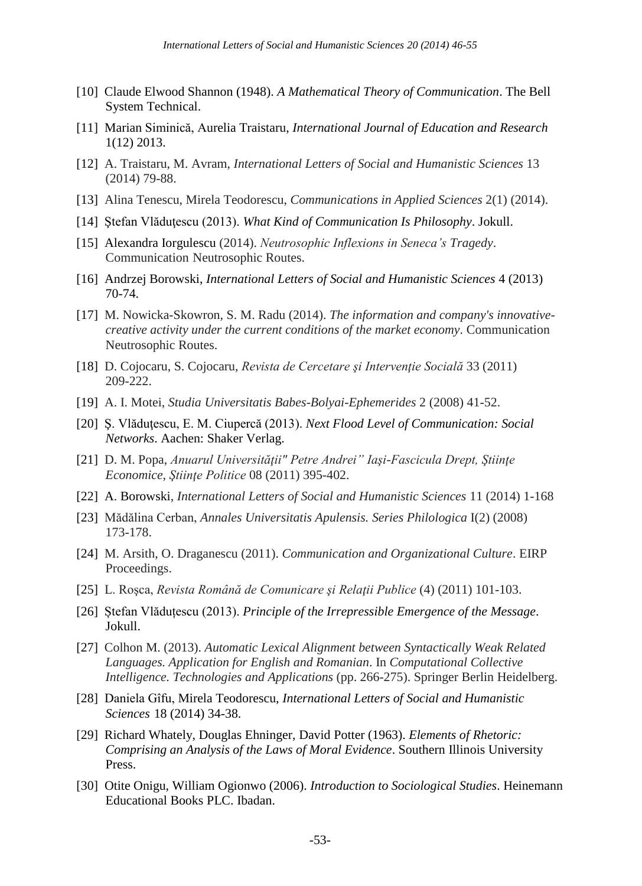[10] Claude Elwood Shannon (1948). *A Mathematical Theory of Communication*. The Bell System Technical.

[11] Marian Siminică, Aurelia Traistaru, *International Journal of Education and Research* 1(12) 2013.

[12] A. Traistaru, M. Avram, *International Letters of Social and Humanistic Sciences* 13 (2014) 79-88.

[13] Alina Tenescu, Mirela Teodorescu, *Communications in Applied Sciences* 2(1) (2014).

[14] Ştefan Vlăduţescu (2013). *What Kind of Communication Is Philosophy*. Jokull.

[15] Alexandra Iorgulescu (2014). *Neutrosophic Inflexions in Seneca's Tragedy*. Communication Neutrosophic Routes.

[16] Andrzej Borowski, *International Letters of Social and Humanistic Sciences* 4 (2013) 70-74.

[17] M. Nowicka-Skowron, S. M. Radu (2014). *The information and company's innovative-creative activity under the current conditions of the market economy*. Communication Neutrosophic Routes.

[18] D. Cojocaru, S. Cojocaru, *Revista de Cercetare şi Intervenţie Socială* 33 (2011) 209-222.

[19] A. I. Motei, *Studia Universitatis Babes-Bolyai-Ephemerides* 2 (2008) 41-52.

[20] Ş. Vlăduţescu, E. M. Ciupercă (2013). *Next Flood Level of Communication: Social Networks*. Aachen: Shaker Verlag.

[21] D. M. Popa, *Anuarul Universităţii" Petre Andrei" Iaşi-Fascicula Drept, Ştiinţe Economice, Ştiinţe Politice* 08 (2011) 395-402.

[22] A. Borowski, *International Letters of Social and Humanistic Sciences* 11 (2014) 1-168

[23] Mădălina Cerban, *Annales Universitatis Apulensis. Series Philologica* I(2) (2008) 173-178.

[24] M. Arsith, O. Draganescu (2011). *Communication and Organizational Culture*. EIRP Proceedings.

[25] L. Roşca, *Revista Română de Comunicare şi Relaţii Publice* (4) (2011) 101-103.

[26] Ștefan Vlăduțescu (2013). *Principle of the Irrepressible Emergence of the Message*. Jokull.

[27] Colhon M. (2013). *Automatic Lexical Alignment between Syntactically Weak Related Languages. Application for English and Romanian*. In *Computational Collective Intelligence. Technologies and Applications* (pp. 266-275). Springer Berlin Heidelberg.

[28] Daniela Gîfu, Mirela Teodorescu, *International Letters of Social and Humanistic Sciences* 18 (2014) 34-38.

[29] Richard Whately, Douglas Ehninger, David Potter (1963). *Elements of Rhetoric: Comprising an Analysis of the Laws of Moral Evidence*. Southern Illinois University Press.

[30] Otite Onigu, William Ogionwo (2006). *Introduction to Sociological Studies*. Heinemann Educational Books PLC. Ibadan.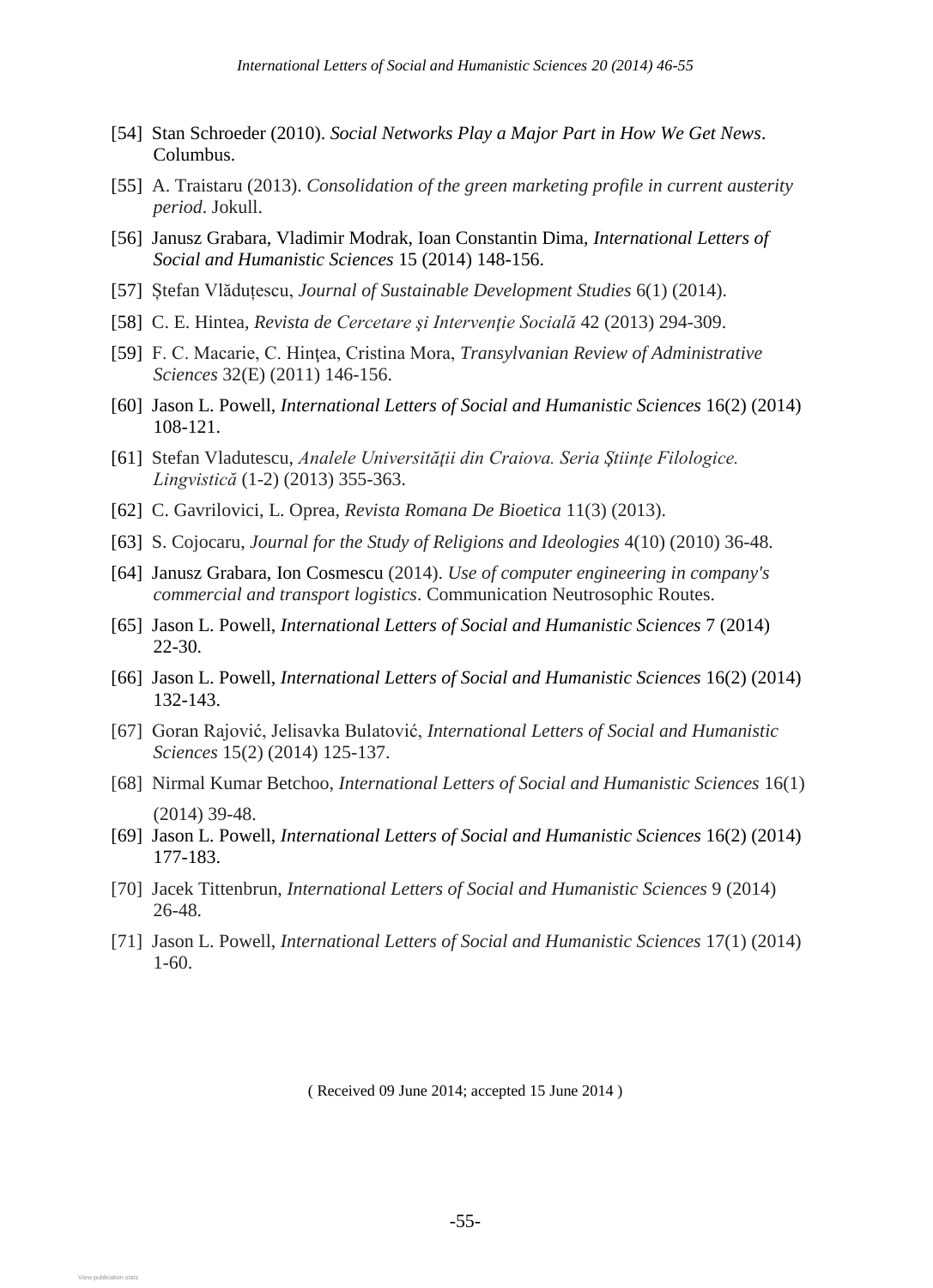[54] Stan Schroeder (2010). *Social Networks Play a Major Part in How We Get News*. Columbus.

[55] A. Traistaru (2013). *Consolidation of the green marketing profile in current austerity period*. Jokull.

[56] Janusz Grabara, Vladimir Modrak, Ioan Constantin Dima, *International Letters of Social and Humanistic Sciences* 15 (2014) 148-156.

[57] Ștefan Vlăduțescu, *Journal of Sustainable Development Studies* 6(1) (2014).

[58] C. E. Hintea, *Revista de Cercetare şi Intervenţie Socială* 42 (2013) 294-309.

[59] F. C. Macarie, C. Hinţea, Cristina Mora, *Transylvanian Review of Administrative Sciences* 32(E) (2011) 146-156.

[60] Jason L. Powell, *International Letters of Social and Humanistic Sciences* 16(2) (2014) 108-121.

[61] Stefan Vladutescu, *Analele Universităţii din Craiova. Seria Ştiinţe Filologice. Lingvistică* (1-2) (2013) 355-363.

[62] C. Gavrilovici, L. Oprea, *Revista Romana De Bioetica* 11(3) (2013).

[63] S. Cojocaru, *Journal for the Study of Religions and Ideologies* 4(10) (2010) 36-48.

[64] Janusz Grabara, Ion Cosmescu (2014). *Use of computer engineering in company's commercial and transport logistics*. Communication Neutrosophic Routes.

[65] Jason L. Powell, *International Letters of Social and Humanistic Sciences* 7 (2014) 22-30.

[66] Jason L. Powell, *International Letters of Social and Humanistic Sciences* 16(2) (2014) 132-143.

[67] Goran Rajović, Jelisavka Bulatović, *International Letters of Social and Humanistic Sciences* 15(2) (2014) 125-137.

[68] Nirmal Kumar Betchoo, *International Letters of Social and Humanistic Sciences* 16(1) (2014) 39-48.

[69] Jason L. Powell, *International Letters of Social and Humanistic Sciences* 16(2) (2014) 177-183.

[70] Jacek Tittenbrun, *International Letters of Social and Humanistic Sciences* 9 (2014) 26-48.

[71] Jason L. Powell, *International Letters of Social and Humanistic Sciences* 17(1) (2014) 1-60.

( Received 09 June 2014; accepted 15 June 2014 )